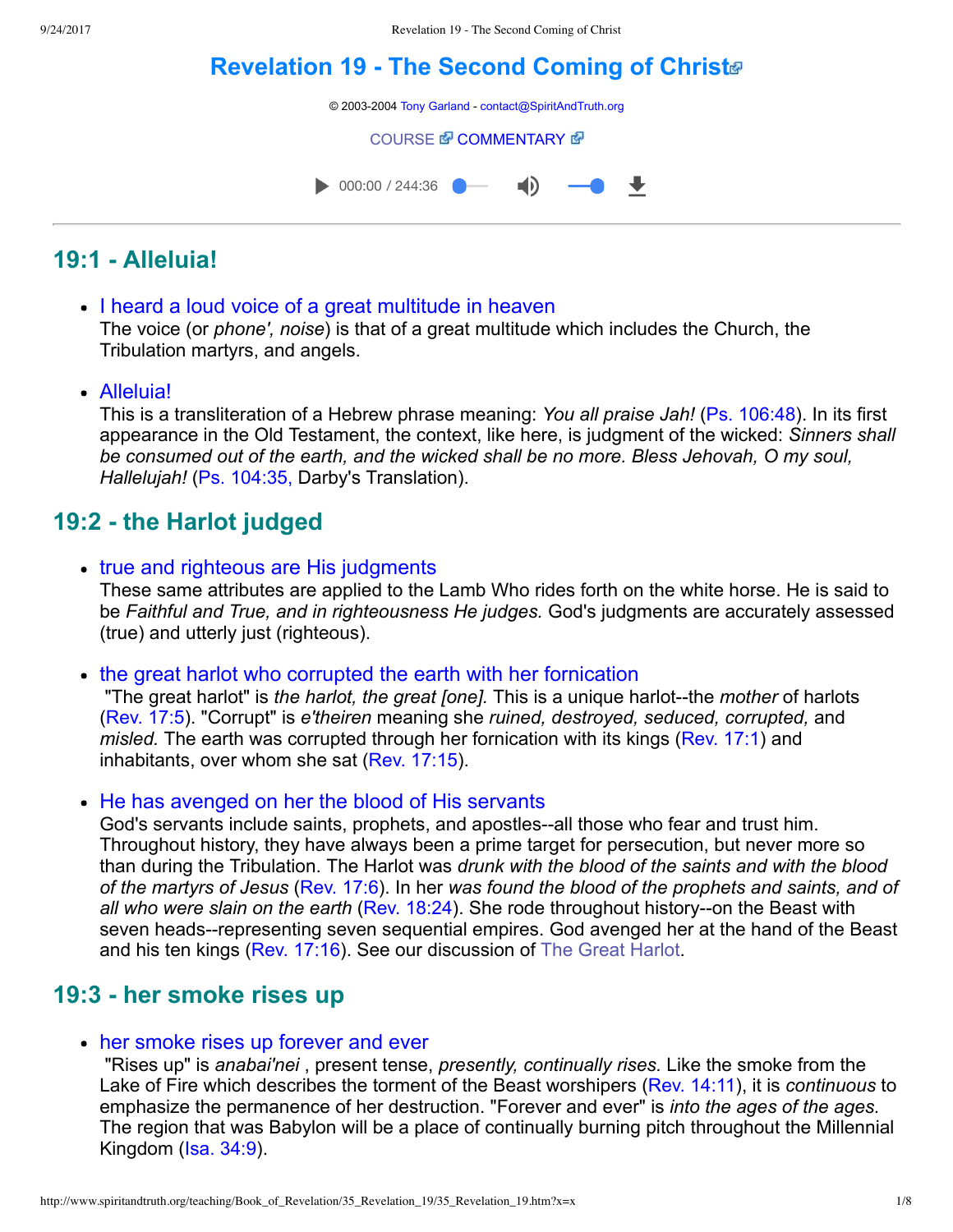# Revelation 19 - The Second Coming of Christ

© 2003-2004 Tony Garland - contact@SpiritAndTruth.org

COURSE COMMENTARY

## 19:1 - Alleluia!

- I heard a loud voice of a great multitude in heaven
  The voice (or *phone', noise*) is that of a great multitude which includes the Church, the Tribulation martyrs, and angels.

- Alleluia!
  This is a transliteration of a Hebrew phrase meaning: *You all praise Jah!* (Ps. 106:48). In its first appearance in the Old Testament, the context, like here, is judgment of the wicked: *Sinners shall be consumed out of the earth, and the wicked shall be no more. Bless Jehovah, O my soul, Hallelujah!* (Ps. 104:35, Darby's Translation).

## 19:2 - the Harlot judged

- true and righteous are His judgments
  These same attributes are applied to the Lamb Who rides forth on the white horse. He is said to be *Faithful and True, and in righteousness He judges.* God's judgments are accurately assessed (true) and utterly just (righteous).

- the great harlot who corrupted the earth with her fornication
  "The great harlot" is *the harlot, the great [one].* This is a unique harlot--the *mother* of harlots (Rev. 17:5). "Corrupt" is *e'theiren* meaning she *ruined, destroyed, seduced, corrupted,* and *misled.* The earth was corrupted through her fornication with its kings (Rev. 17:1) and inhabitants, over whom she sat (Rev. 17:15).

- He has avenged on her the blood of His servants
  God's servants include saints, prophets, and apostles--all those who fear and trust him. Throughout history, they have always been a prime target for persecution, but never more so than during the Tribulation. The Harlot was *drunk with the blood of the saints and with the blood of the martyrs of Jesus* (Rev. 17:6). In her *was found the blood of the prophets and saints, and of all who were slain on the earth* (Rev. 18:24). She rode throughout history--on the Beast with seven heads--representing seven sequential empires. God avenged her at the hand of the Beast and his ten kings (Rev. 17:16). See our discussion of The Great Harlot.

## 19:3 - her smoke rises up

- her smoke rises up forever and ever
  "Rises up" is *anabai'nei* , present tense, *presently, continually rises.* Like the smoke from the Lake of Fire which describes the torment of the Beast worshipers (Rev. 14:11), it is *continuous* to emphasize the permanence of her destruction. "Forever and ever" is *into the ages of the ages.* The region that was Babylon will be a place of continually burning pitch throughout the Millennial Kingdom (Isa. 34:9).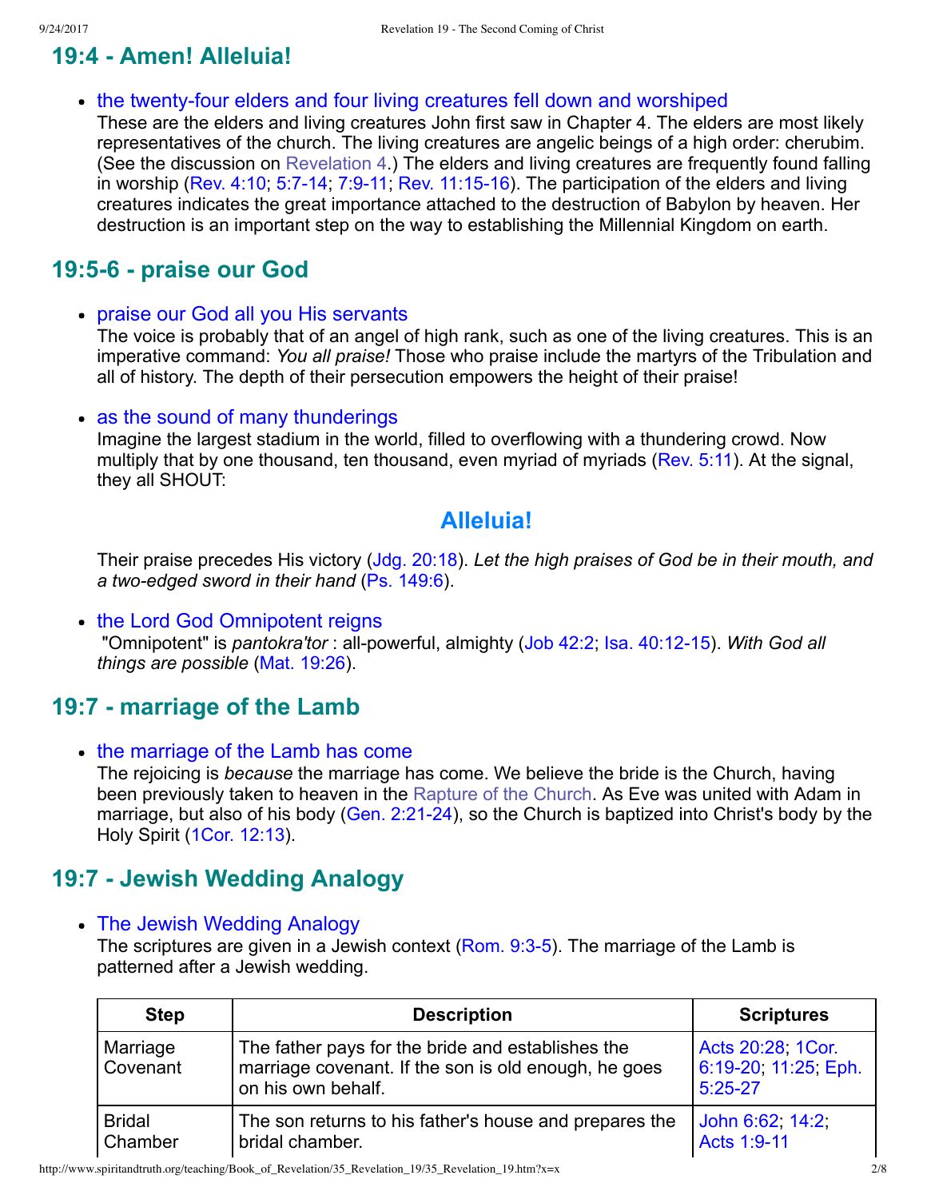## 19:4 - Amen! Alleluia!

- the twenty-four elders and four living creatures fell down and worshiped
  These are the elders and living creatures John first saw in Chapter 4. The elders are most likely representatives of the church. The living creatures are angelic beings of a high order: cherubim. (See the discussion on Revelation 4.) The elders and living creatures are frequently found falling in worship (Rev. 4:10; 5:7-14; 7:9-11; Rev. 11:15-16). The participation of the elders and living creatures indicates the great importance attached to the destruction of Babylon by heaven. Her destruction is an important step on the way to establishing the Millennial Kingdom on earth.

## 19:5-6 - praise our God

- praise our God all you His servants
  The voice is probably that of an angel of high rank, such as one of the living creatures. This is an imperative command: *You all praise!* Those who praise include the martyrs of the Tribulation and all of history. The depth of their persecution empowers the height of their praise!

- as the sound of many thunderings
  Imagine the largest stadium in the world, filled to overflowing with a thundering crowd. Now multiply that by one thousand, ten thousand, even myriad of myriads (Rev. 5:11). At the signal, they all SHOUT:

  **Alleluia!**

  Their praise precedes His victory (Jdg. 20:18). *Let the high praises of God be in their mouth, and a two-edged sword in their hand* (Ps. 149:6).

- the Lord God Omnipotent reigns
  "Omnipotent" is *pantokra'tor* : all-powerful, almighty (Job 42:2; Isa. 40:12-15). *With God all things are possible* (Mat. 19:26).

## 19:7 - marriage of the Lamb

- the marriage of the Lamb has come
  The rejoicing is *because* the marriage has come. We believe the bride is the Church, having been previously taken to heaven in the Rapture of the Church. As Eve was united with Adam in marriage, but also of his body (Gen. 2:21-24), so the Church is baptized into Christ's body by the Holy Spirit (1Cor. 12:13).

## 19:7 - Jewish Wedding Analogy

- The Jewish Wedding Analogy
  The scriptures are given in a Jewish context (Rom. 9:3-5). The marriage of the Lamb is patterned after a Jewish wedding.

| Step | Description | Scriptures |
|---|---|---|
| Marriage Covenant | The father pays for the bride and establishes the marriage covenant. If the son is old enough, he goes on his own behalf. | Acts 20:28; 1Cor. 6:19-20; 11:25; Eph. 5:25-27 |
| Bridal Chamber | The son returns to his father's house and prepares the bridal chamber. | John 6:62; 14:2; Acts 1:9-11 |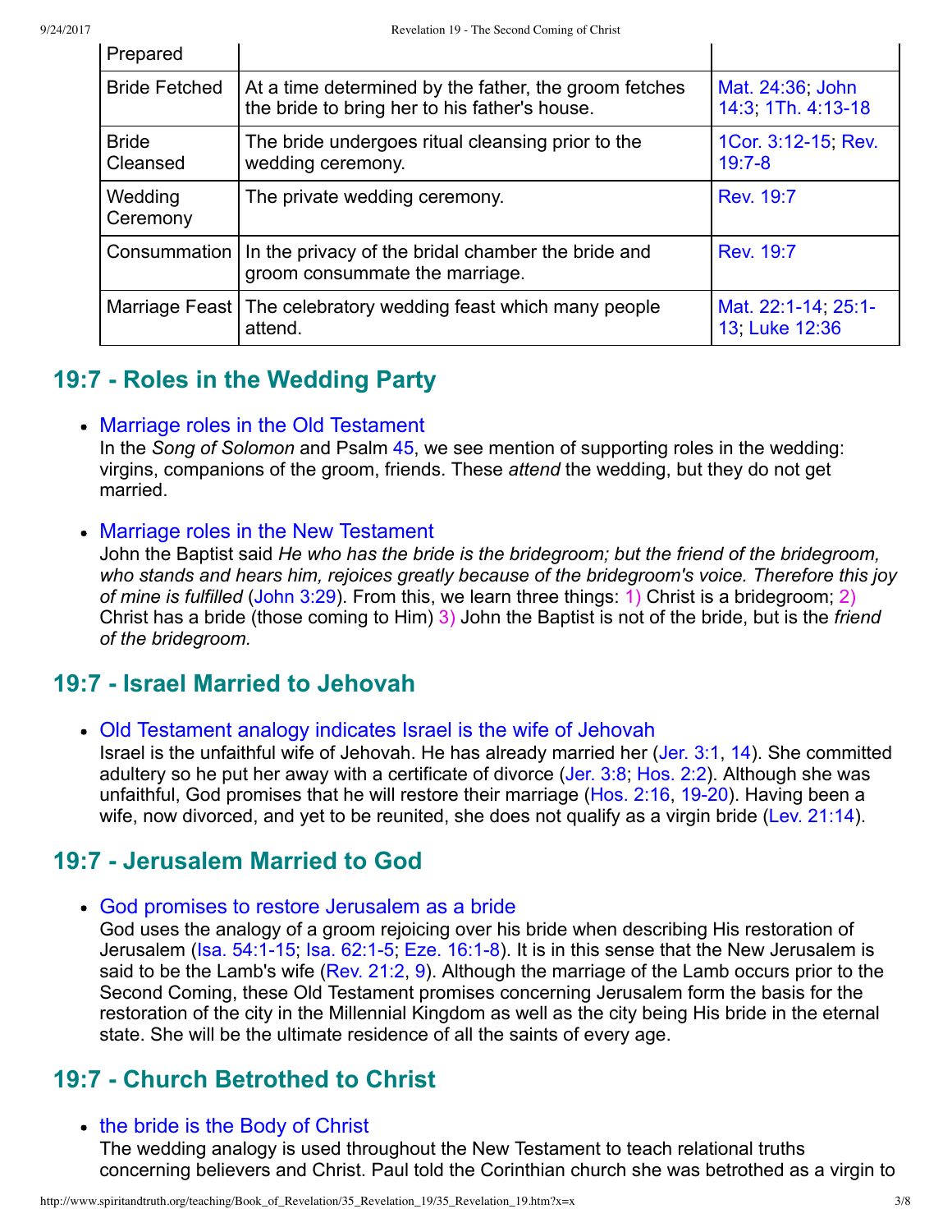| Prepared | | |
|---|---|---|
| Bride Fetched | At a time determined by the father, the groom fetches the bride to bring her to his father's house. | Mat. 24:36; John 14:3; 1Th. 4:13-18 |
| Bride Cleansed | The bride undergoes ritual cleansing prior to the wedding ceremony. | 1Cor. 3:12-15; Rev. 19:7-8 |
| Wedding Ceremony | The private wedding ceremony. | Rev. 19:7 |
| Consummation | In the privacy of the bridal chamber the bride and groom consummate the marriage. | Rev. 19:7 |
| Marriage Feast | The celebratory wedding feast which many people attend. | Mat. 22:1-14; 25:1-13; Luke 12:36 |

## 19:7 - Roles in the Wedding Party

- Marriage roles in the Old Testament
  In the *Song of Solomon* and Psalm 45, we see mention of supporting roles in the wedding: virgins, companions of the groom, friends. These *attend* the wedding, but they do not get married.

- Marriage roles in the New Testament
  John the Baptist said *He who has the bride is the bridegroom; but the friend of the bridegroom, who stands and hears him, rejoices greatly because of the bridegroom's voice. Therefore this joy of mine is fulfilled* (John 3:29). From this, we learn three things: 1) Christ is a bridegroom; 2) Christ has a bride (those coming to Him) 3) John the Baptist is not of the bride, but is the *friend of the bridegroom.*

## 19:7 - Israel Married to Jehovah

- Old Testament analogy indicates Israel is the wife of Jehovah
  Israel is the unfaithful wife of Jehovah. He has already married her (Jer. 3:1, 14). She committed adultery so he put her away with a certificate of divorce (Jer. 3:8; Hos. 2:2). Although she was unfaithful, God promises that he will restore their marriage (Hos. 2:16, 19-20). Having been a wife, now divorced, and yet to be reunited, she does not qualify as a virgin bride (Lev. 21:14).

## 19:7 - Jerusalem Married to God

- God promises to restore Jerusalem as a bride
  God uses the analogy of a groom rejoicing over his bride when describing His restoration of Jerusalem (Isa. 54:1-15; Isa. 62:1-5; Eze. 16:1-8). It is in this sense that the New Jerusalem is said to be the Lamb's wife (Rev. 21:2, 9). Although the marriage of the Lamb occurs prior to the Second Coming, these Old Testament promises concerning Jerusalem form the basis for the restoration of the city in the Millennial Kingdom as well as the city being His bride in the eternal state. She will be the ultimate residence of all the saints of every age.

## 19:7 - Church Betrothed to Christ

- the bride is the Body of Christ
  The wedding analogy is used throughout the New Testament to teach relational truths concerning believers and Christ. Paul told the Corinthian church she was betrothed as a virgin to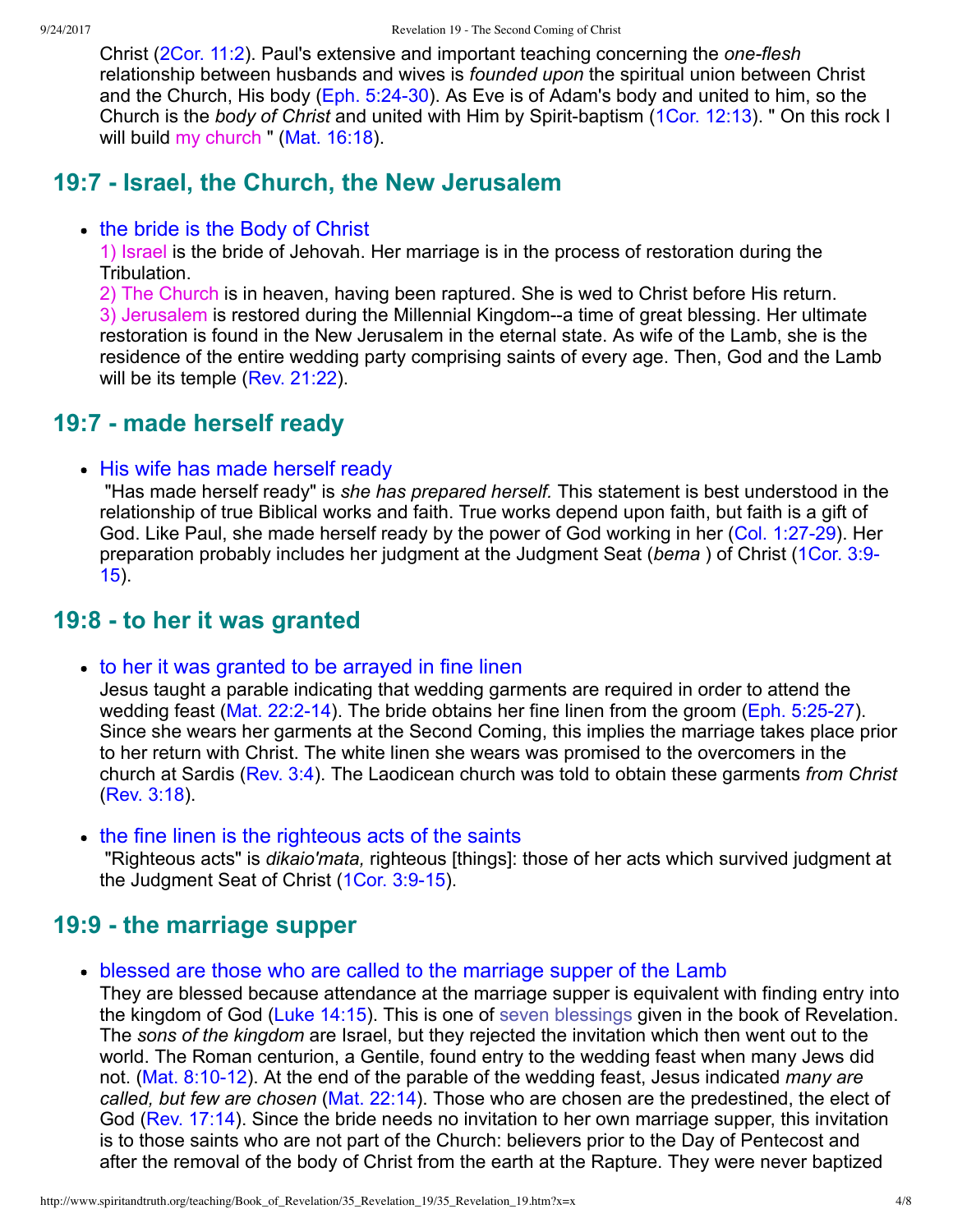Christ (2Cor. 11:2). Paul's extensive and important teaching concerning the *one-flesh* relationship between husbands and wives is *founded upon* the spiritual union between Christ and the Church, His body (Eph. 5:24-30). As Eve is of Adam's body and united to him, so the Church is the *body of Christ* and united with Him by Spirit-baptism (1Cor. 12:13). " On this rock I will build my church " (Mat. 16:18).

## 19:7 - Israel, the Church, the New Jerusalem

- the bride is the Body of Christ
  1) Israel is the bride of Jehovah. Her marriage is in the process of restoration during the Tribulation.
  2) The Church is in heaven, having been raptured. She is wed to Christ before His return.
  3) Jerusalem is restored during the Millennial Kingdom--a time of great blessing. Her ultimate restoration is found in the New Jerusalem in the eternal state. As wife of the Lamb, she is the residence of the entire wedding party comprising saints of every age. Then, God and the Lamb will be its temple (Rev. 21:22).

## 19:7 - made herself ready

- His wife has made herself ready
  "Has made herself ready" is *she has prepared herself.* This statement is best understood in the relationship of true Biblical works and faith. True works depend upon faith, but faith is a gift of God. Like Paul, she made herself ready by the power of God working in her (Col. 1:27-29). Her preparation probably includes her judgment at the Judgment Seat (*bema* ) of Christ (1Cor. 3:9-15).

## 19:8 - to her it was granted

- to her it was granted to be arrayed in fine linen
  Jesus taught a parable indicating that wedding garments are required in order to attend the wedding feast (Mat. 22:2-14). The bride obtains her fine linen from the groom (Eph. 5:25-27). Since she wears her garments at the Second Coming, this implies the marriage takes place prior to her return with Christ. The white linen she wears was promised to the overcomers in the church at Sardis (Rev. 3:4). The Laodicean church was told to obtain these garments *from Christ* (Rev. 3:18).

- the fine linen is the righteous acts of the saints
  "Righteous acts" is *dikaio'mata,* righteous [things]: those of her acts which survived judgment at the Judgment Seat of Christ (1Cor. 3:9-15).

## 19:9 - the marriage supper

- blessed are those who are called to the marriage supper of the Lamb
  They are blessed because attendance at the marriage supper is equivalent with finding entry into the kingdom of God (Luke 14:15). This is one of seven blessings given in the book of Revelation. The *sons of the kingdom* are Israel, but they rejected the invitation which then went out to the world. The Roman centurion, a Gentile, found entry to the wedding feast when many Jews did not. (Mat. 8:10-12). At the end of the parable of the wedding feast, Jesus indicated *many are called, but few are chosen* (Mat. 22:14). Those who are chosen are the predestined, the elect of God (Rev. 17:14). Since the bride needs no invitation to her own marriage supper, this invitation is to those saints who are not part of the Church: believers prior to the Day of Pentecost and after the removal of the body of Christ from the earth at the Rapture. They were never baptized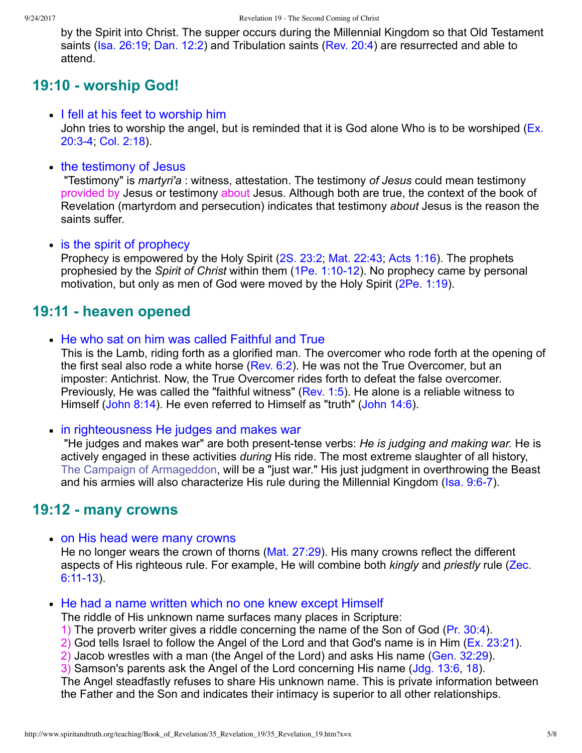by the Spirit into Christ. The supper occurs during the Millennial Kingdom so that Old Testament saints (Isa. 26:19; Dan. 12:2) and Tribulation saints (Rev. 20:4) are resurrected and able to attend.

## 19:10 - worship God!

- I fell at his feet to worship him
  John tries to worship the angel, but is reminded that it is God alone Who is to be worshiped (Ex. 20:3-4; Col. 2:18).

- the testimony of Jesus
  "Testimony" is *martyri'a* : witness, attestation. The testimony *of Jesus* could mean testimony provided by Jesus or testimony about Jesus. Although both are true, the context of the book of Revelation (martyrdom and persecution) indicates that testimony *about* Jesus is the reason the saints suffer.

- is the spirit of prophecy
  Prophecy is empowered by the Holy Spirit (2S. 23:2; Mat. 22:43; Acts 1:16). The prophets prophesied by the *Spirit of Christ* within them (1Pe. 1:10-12). No prophecy came by personal motivation, but only as men of God were moved by the Holy Spirit (2Pe. 1:19).

## 19:11 - heaven opened

- He who sat on him was called Faithful and True
  This is the Lamb, riding forth as a glorified man. The overcomer who rode forth at the opening of the first seal also rode a white horse (Rev. 6:2). He was not the True Overcomer, but an imposter: Antichrist. Now, the True Overcomer rides forth to defeat the false overcomer. Previously, He was called the "faithful witness" (Rev. 1:5). He alone is a reliable witness to Himself (John 8:14). He even referred to Himself as "truth" (John 14:6).

- in righteousness He judges and makes war
  "He judges and makes war" are both present-tense verbs: *He is judging and making war.* He is actively engaged in these activities *during* His ride. The most extreme slaughter of all history, The Campaign of Armageddon, will be a "just war." His just judgment in overthrowing the Beast and his armies will also characterize His rule during the Millennial Kingdom (Isa. 9:6-7).

## 19:12 - many crowns

- on His head were many crowns
  He no longer wears the crown of thorns (Mat. 27:29). His many crowns reflect the different aspects of His righteous rule. For example, He will combine both *kingly* and *priestly* rule (Zec. 6:11-13).

- He had a name written which no one knew except Himself
  The riddle of His unknown name surfaces many places in Scripture:
  1) The proverb writer gives a riddle concerning the name of the Son of God (Pr. 30:4).
  2) God tells Israel to follow the Angel of the Lord and that God's name is in Him (Ex. 23:21).
  2) Jacob wrestles with a man (the Angel of the Lord) and asks His name (Gen. 32:29).
  3) Samson's parents ask the Angel of the Lord concerning His name (Jdg. 13:6, 18).
  The Angel steadfastly refuses to share His unknown name. This is private information between the Father and the Son and indicates their intimacy is superior to all other relationships.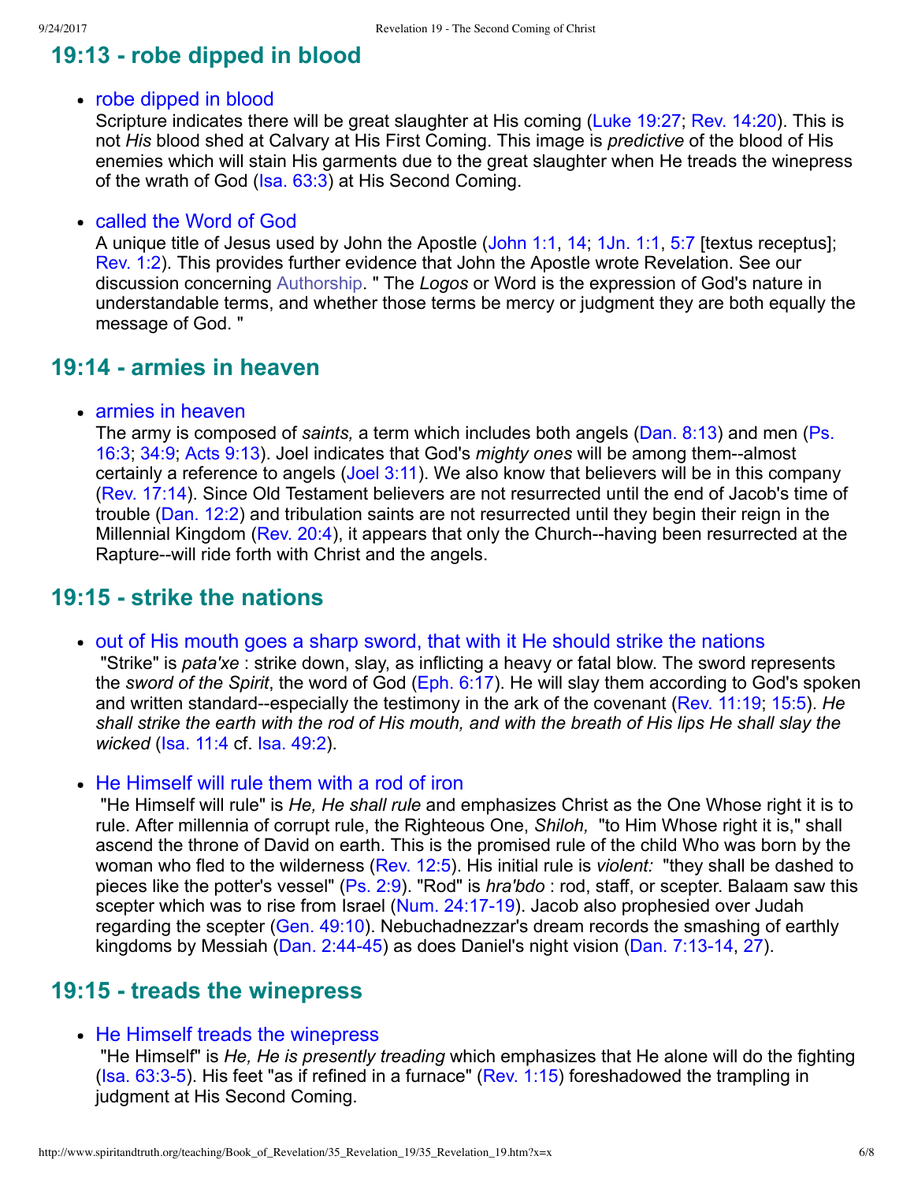## 19:13 - robe dipped in blood

- robe dipped in blood
  Scripture indicates there will be great slaughter at His coming (Luke 19:27; Rev. 14:20). This is not *His* blood shed at Calvary at His First Coming. This image is *predictive* of the blood of His enemies which will stain His garments due to the great slaughter when He treads the winepress of the wrath of God (Isa. 63:3) at His Second Coming.

- called the Word of God
  A unique title of Jesus used by John the Apostle (John 1:1, 14; 1Jn. 1:1, 5:7 [textus receptus]; Rev. 1:2). This provides further evidence that John the Apostle wrote Revelation. See our discussion concerning Authorship. " The *Logos* or Word is the expression of God's nature in understandable terms, and whether those terms be mercy or judgment they are both equally the message of God. "

## 19:14 - armies in heaven

- armies in heaven
  The army is composed of *saints,* a term which includes both angels (Dan. 8:13) and men (Ps. 16:3; 34:9; Acts 9:13). Joel indicates that God's *mighty ones* will be among them--almost certainly a reference to angels (Joel 3:11). We also know that believers will be in this company (Rev. 17:14). Since Old Testament believers are not resurrected until the end of Jacob's time of trouble (Dan. 12:2) and tribulation saints are not resurrected until they begin their reign in the Millennial Kingdom (Rev. 20:4), it appears that only the Church--having been resurrected at the Rapture--will ride forth with Christ and the angels.

## 19:15 - strike the nations

- out of His mouth goes a sharp sword, that with it He should strike the nations
  "Strike" is *pata'xe* : strike down, slay, as inflicting a heavy or fatal blow. The sword represents the *sword of the Spirit*, the word of God (Eph. 6:17). He will slay them according to God's spoken and written standard--especially the testimony in the ark of the covenant (Rev. 11:19; 15:5). *He shall strike the earth with the rod of His mouth, and with the breath of His lips He shall slay the wicked* (Isa. 11:4 cf. Isa. 49:2).

- He Himself will rule them with a rod of iron
  "He Himself will rule" is *He, He shall rule* and emphasizes Christ as the One Whose right it is to rule. After millennia of corrupt rule, the Righteous One, *Shiloh,* "to Him Whose right it is," shall ascend the throne of David on earth. This is the promised rule of the child Who was born by the woman who fled to the wilderness (Rev. 12:5). His initial rule is *violent:* "they shall be dashed to pieces like the potter's vessel" (Ps. 2:9). "Rod" is *hra'bdo* : rod, staff, or scepter. Balaam saw this scepter which was to rise from Israel (Num. 24:17-19). Jacob also prophesied over Judah regarding the scepter (Gen. 49:10). Nebuchadnezzar's dream records the smashing of earthly kingdoms by Messiah (Dan. 2:44-45) as does Daniel's night vision (Dan. 7:13-14, 27).

## 19:15 - treads the winepress

- He Himself treads the winepress
  "He Himself" is *He, He is presently treading* which emphasizes that He alone will do the fighting (Isa. 63:3-5). His feet "as if refined in a furnace" (Rev. 1:15) foreshadowed the trampling in judgment at His Second Coming.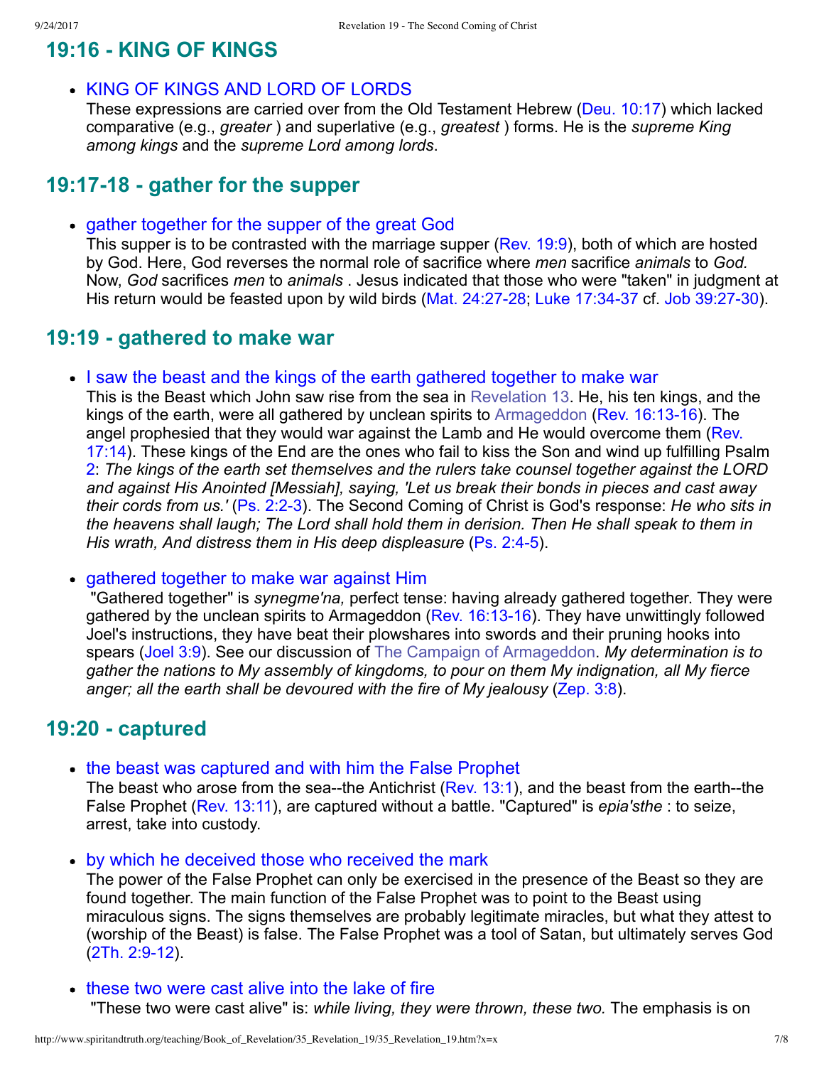## 19:16 - KING OF KINGS

- KING OF KINGS AND LORD OF LORDS
  These expressions are carried over from the Old Testament Hebrew (Deu. 10:17) which lacked comparative (e.g., *greater* ) and superlative (e.g., *greatest* ) forms. He is the *supreme King among kings* and the *supreme Lord among lords*.

## 19:17-18 - gather for the supper

- gather together for the supper of the great God
  This supper is to be contrasted with the marriage supper (Rev. 19:9), both of which are hosted by God. Here, God reverses the normal role of sacrifice where *men* sacrifice *animals* to *God.* Now, *God* sacrifices *men* to *animals* . Jesus indicated that those who were "taken" in judgment at His return would be feasted upon by wild birds (Mat. 24:27-28; Luke 17:34-37 cf. Job 39:27-30).

## 19:19 - gathered to make war

- I saw the beast and the kings of the earth gathered together to make war
  This is the Beast which John saw rise from the sea in Revelation 13. He, his ten kings, and the kings of the earth, were all gathered by unclean spirits to Armageddon (Rev. 16:13-16). The angel prophesied that they would war against the Lamb and He would overcome them (Rev. 17:14). These kings of the End are the ones who fail to kiss the Son and wind up fulfilling Psalm 2: *The kings of the earth set themselves and the rulers take counsel together against the LORD and against His Anointed [Messiah], saying, 'Let us break their bonds in pieces and cast away their cords from us.'* (Ps. 2:2-3). The Second Coming of Christ is God's response: *He who sits in the heavens shall laugh; The Lord shall hold them in derision. Then He shall speak to them in His wrath, And distress them in His deep displeasure* (Ps. 2:4-5).

- gathered together to make war against Him
  "Gathered together" is *synegme'na,* perfect tense: having already gathered together. They were gathered by the unclean spirits to Armageddon (Rev. 16:13-16). They have unwittingly followed Joel's instructions, they have beat their plowshares into swords and their pruning hooks into spears (Joel 3:9). See our discussion of The Campaign of Armageddon. *My determination is to gather the nations to My assembly of kingdoms, to pour on them My indignation, all My fierce anger; all the earth shall be devoured with the fire of My jealousy* (Zep. 3:8).

## 19:20 - captured

- the beast was captured and with him the False Prophet
  The beast who arose from the sea--the Antichrist (Rev. 13:1), and the beast from the earth--the False Prophet (Rev. 13:11), are captured without a battle. "Captured" is *epia'sthe* : to seize, arrest, take into custody.

- by which he deceived those who received the mark
  The power of the False Prophet can only be exercised in the presence of the Beast so they are found together. The main function of the False Prophet was to point to the Beast using miraculous signs. The signs themselves are probably legitimate miracles, but what they attest to (worship of the Beast) is false. The False Prophet was a tool of Satan, but ultimately serves God (2Th. 2:9-12).

- these two were cast alive into the lake of fire
  "These two were cast alive" is: *while living, they were thrown, these two.* The emphasis is on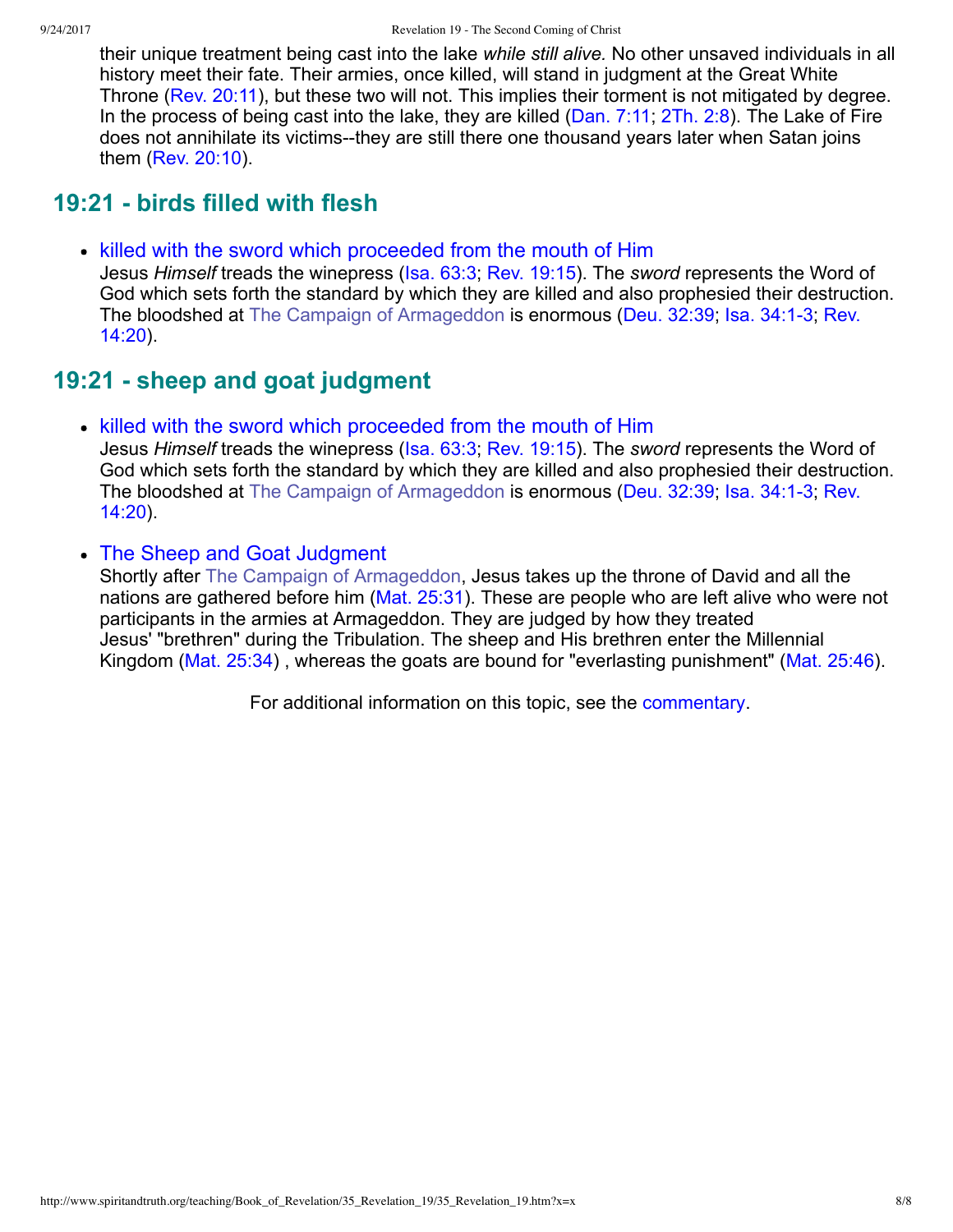their unique treatment being cast into the lake *while still alive.* No other unsaved individuals in all history meet their fate. Their armies, once killed, will stand in judgment at the Great White Throne (Rev. 20:11), but these two will not. This implies their torment is not mitigated by degree. In the process of being cast into the lake, they are killed (Dan. 7:11; 2Th. 2:8). The Lake of Fire does not annihilate its victims--they are still there one thousand years later when Satan joins them (Rev. 20:10).

## 19:21 - birds filled with flesh

- killed with the sword which proceeded from the mouth of Him
  Jesus *Himself* treads the winepress (Isa. 63:3; Rev. 19:15). The *sword* represents the Word of God which sets forth the standard by which they are killed and also prophesied their destruction. The bloodshed at The Campaign of Armageddon is enormous (Deu. 32:39; Isa. 34:1-3; Rev. 14:20).

## 19:21 - sheep and goat judgment

- killed with the sword which proceeded from the mouth of Him
  Jesus *Himself* treads the winepress (Isa. 63:3; Rev. 19:15). The *sword* represents the Word of God which sets forth the standard by which they are killed and also prophesied their destruction. The bloodshed at The Campaign of Armageddon is enormous (Deu. 32:39; Isa. 34:1-3; Rev. 14:20).

- The Sheep and Goat Judgment
  Shortly after The Campaign of Armageddon, Jesus takes up the throne of David and all the nations are gathered before him (Mat. 25:31). These are people who are left alive who were not participants in the armies at Armageddon. They are judged by how they treated Jesus' "brethren" during the Tribulation. The sheep and His brethren enter the Millennial Kingdom (Mat. 25:34) , whereas the goats are bound for "everlasting punishment" (Mat. 25:46).

For additional information on this topic, see the commentary.